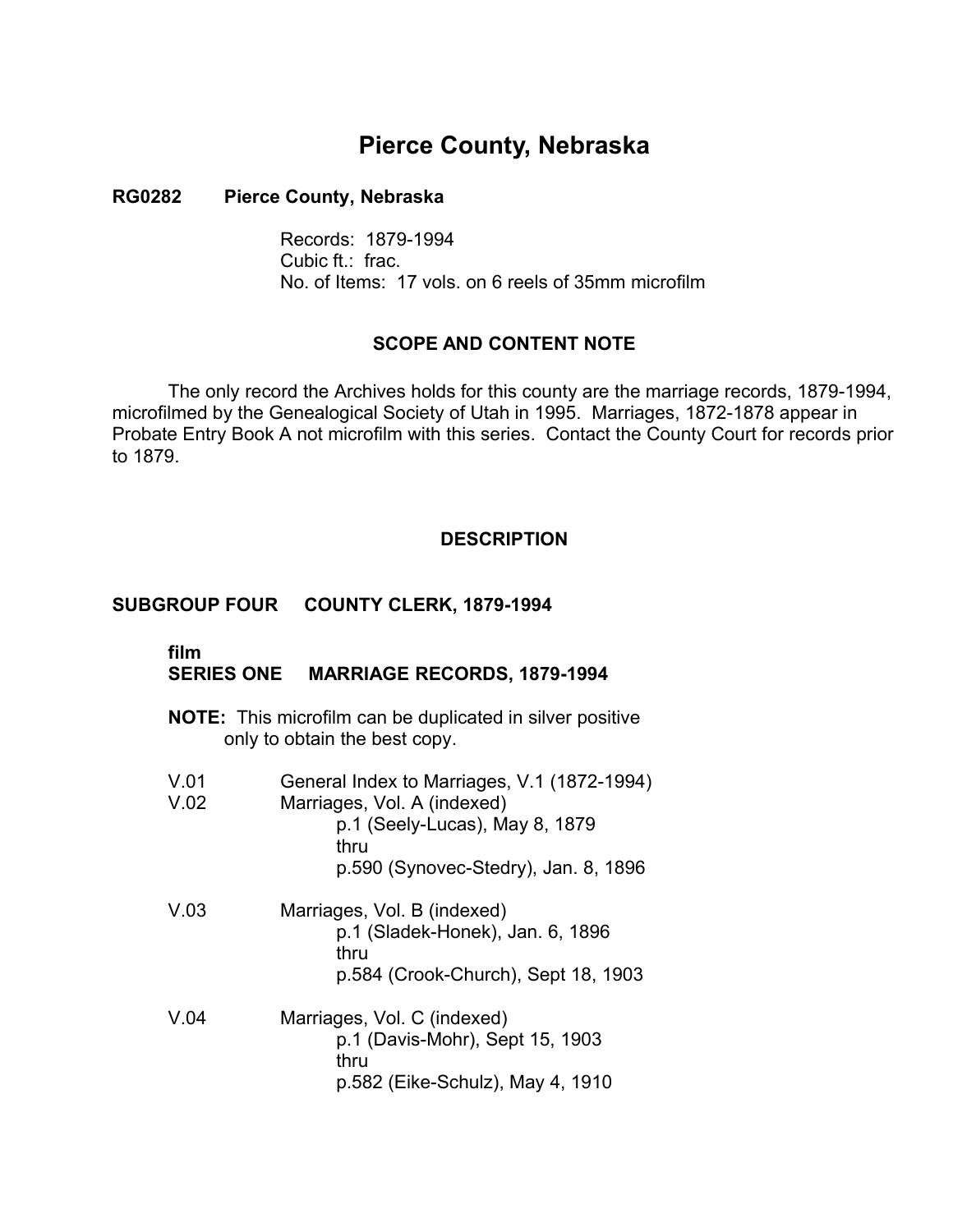# Pierce County, Nebraska

**RG0282 Pierce County, Nebraska**

Records: 1879-1994
Cubic ft.: frac.
No. of Items: 17 vols. on 6 reels of 35mm microfilm

## SCOPE AND CONTENT NOTE

The only record the Archives holds for this county are the marriage records, 1879-1994, microfilmed by the Genealogical Society of Utah in 1995. Marriages, 1872-1878 appear in Probate Entry Book A not microfilm with this series. Contact the County Court for records prior to 1879.

## DESCRIPTION

### SUBGROUP FOUR COUNTY CLERK, 1879-1994

**film**
**SERIES ONE MARRIAGE RECORDS, 1879-1994**

**NOTE:** This microfilm can be duplicated in silver positive only to obtain the best copy.

V.01 General Index to Marriages, V.1 (1872-1994)

V.02 Marriages, Vol. A (indexed)
p.1 (Seely-Lucas), May 8, 1879
thru
p.590 (Synovec-Stedry), Jan. 8, 1896

V.03 Marriages, Vol. B (indexed)
p.1 (Sladek-Honek), Jan. 6, 1896
thru
p.584 (Crook-Church), Sept 18, 1903

V.04 Marriages, Vol. C (indexed)
p.1 (Davis-Mohr), Sept 15, 1903
thru
p.582 (Eike-Schulz), May 4, 1910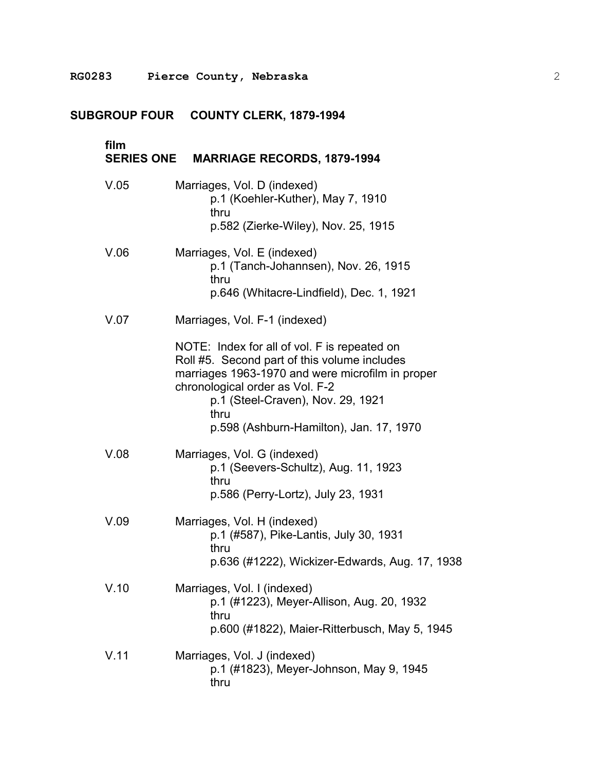## SUBGROUP FOUR COUNTY CLERK, 1879-1994

### film
### SERIES ONE MARRIAGE RECORDS, 1879-1994

V.05 Marriages, Vol. D (indexed)
p.1 (Koehler-Kuther), May 7, 1910
thru
p.582 (Zierke-Wiley), Nov. 25, 1915

V.06 Marriages, Vol. E (indexed)
p.1 (Tanch-Johannsen), Nov. 26, 1915
thru
p.646 (Whitacre-Lindfield), Dec. 1, 1921

V.07 Marriages, Vol. F-1 (indexed)

NOTE: Index for all of vol. F is repeated on Roll #5. Second part of this volume includes marriages 1963-1970 and were microfilm in proper chronological order as Vol. F-2
p.1 (Steel-Craven), Nov. 29, 1921
thru
p.598 (Ashburn-Hamilton), Jan. 17, 1970

V.08 Marriages, Vol. G (indexed)
p.1 (Seevers-Schultz), Aug. 11, 1923
thru
p.586 (Perry-Lortz), July 23, 1931

V.09 Marriages, Vol. H (indexed)
p.1 (#587), Pike-Lantis, July 30, 1931
thru
p.636 (#1222), Wickizer-Edwards, Aug. 17, 1938

V.10 Marriages, Vol. I (indexed)
p.1 (#1223), Meyer-Allison, Aug. 20, 1932
thru
p.600 (#1822), Maier-Ritterbusch, May 5, 1945

V.11 Marriages, Vol. J (indexed)
p.1 (#1823), Meyer-Johnson, May 9, 1945
thru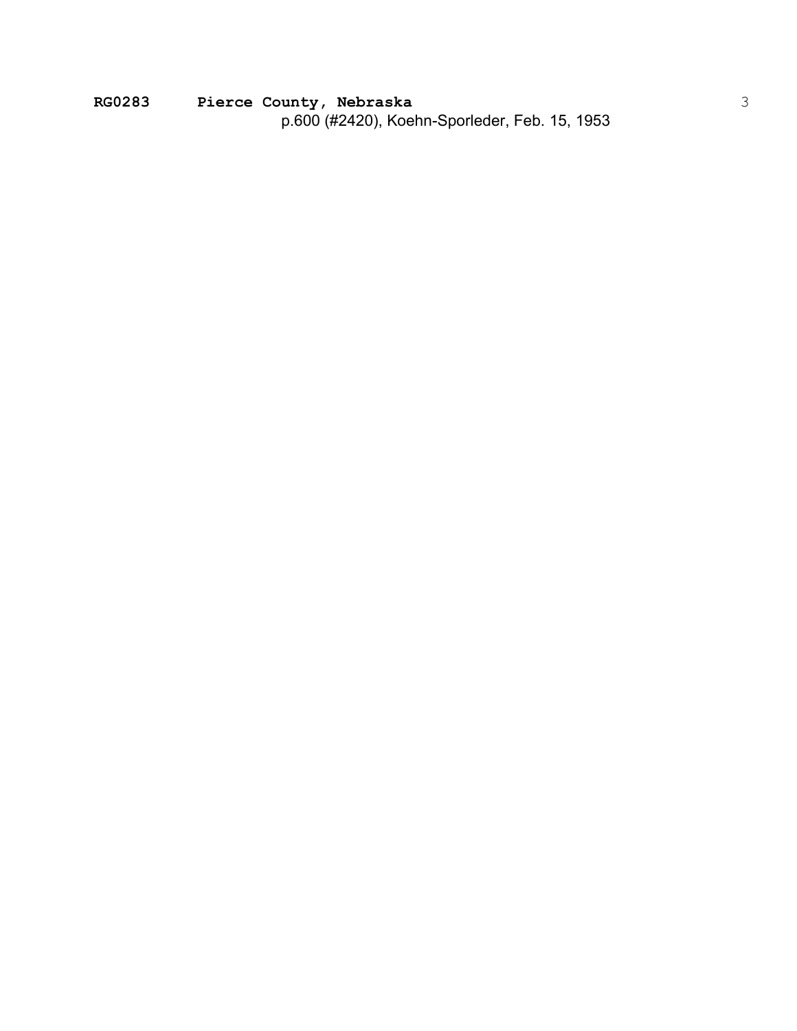p.600 (#2420), Koehn-Sporleder, Feb. 15, 1953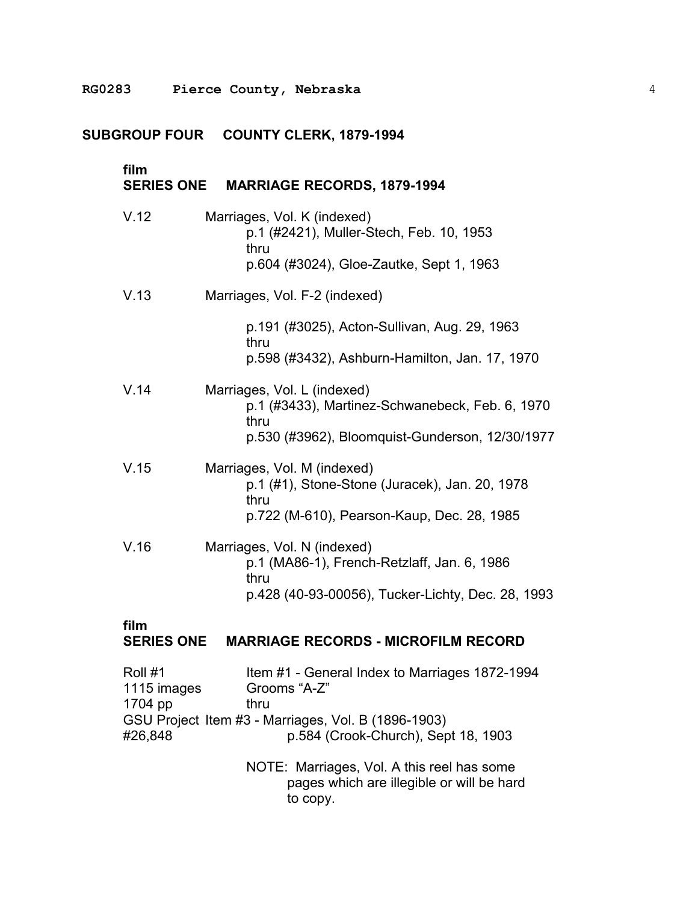## SUBGROUP FOUR COUNTY CLERK, 1879-1994

### film
### SERIES ONE MARRIAGE RECORDS, 1879-1994

V.12 Marriages, Vol. K (indexed)
p.1 (#2421), Muller-Stech, Feb. 10, 1953
thru
p.604 (#3024), Gloe-Zautke, Sept 1, 1963

V.13 Marriages, Vol. F-2 (indexed)

p.191 (#3025), Acton-Sullivan, Aug. 29, 1963
thru
p.598 (#3432), Ashburn-Hamilton, Jan. 17, 1970

V.14 Marriages, Vol. L (indexed)
p.1 (#3433), Martinez-Schwanebeck, Feb. 6, 1970
thru
p.530 (#3962), Bloomquist-Gunderson, 12/30/1977

V.15 Marriages, Vol. M (indexed)
p.1 (#1), Stone-Stone (Juracek), Jan. 20, 1978
thru
p.722 (M-610), Pearson-Kaup, Dec. 28, 1985

V.16 Marriages, Vol. N (indexed)
p.1 (MA86-1), French-Retzlaff, Jan. 6, 1986
thru
p.428 (40-93-00056), Tucker-Lichty, Dec. 28, 1993

### film
### SERIES ONE MARRIAGE RECORDS - MICROFILM RECORD

Roll #1 Item #1 - General Index to Marriages 1872-1994
1115 images Grooms "A-Z"
1704 pp thru
GSU Project Item #3 - Marriages, Vol. B (1896-1903)
#26,848 p.584 (Crook-Church), Sept 18, 1903

NOTE: Marriages, Vol. A this reel has some pages which are illegible or will be hard to copy.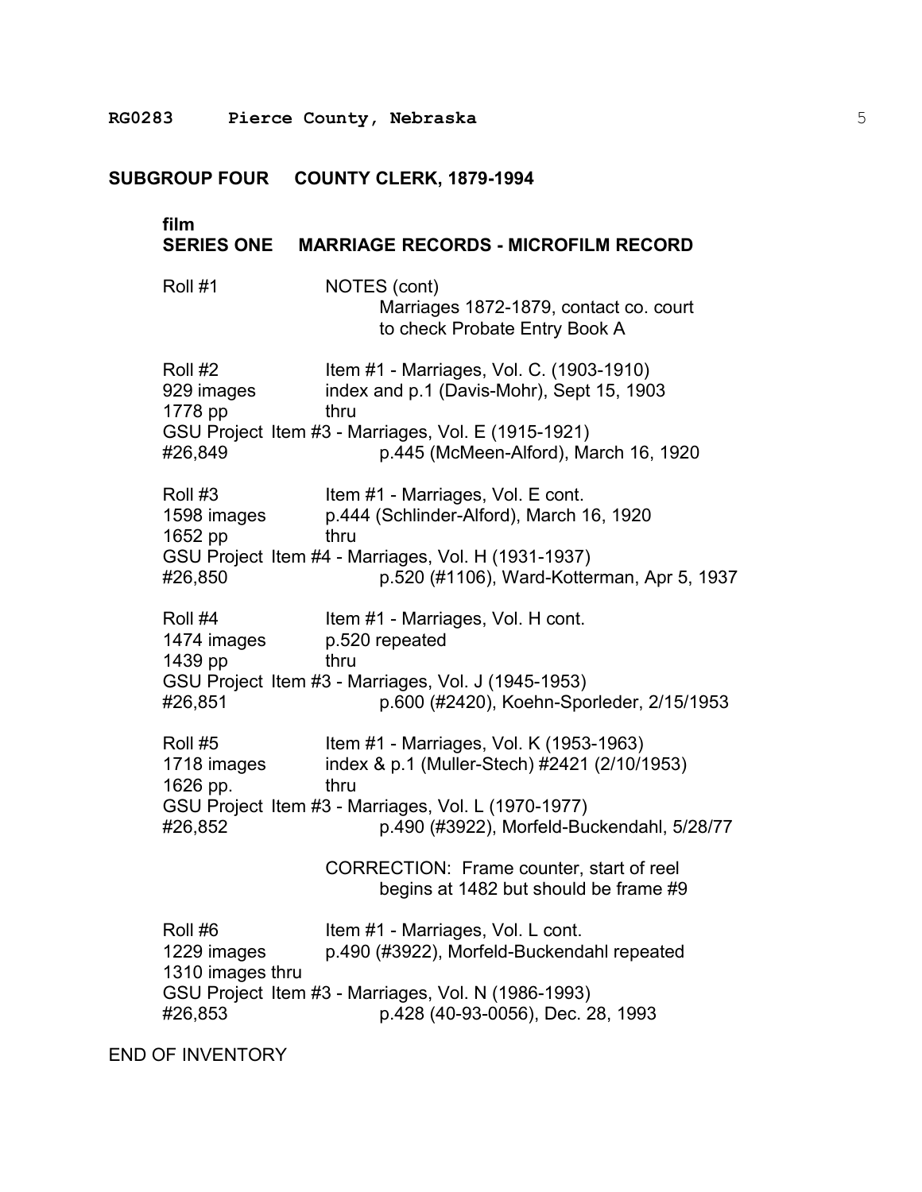## SUBGROUP FOUR COUNTY CLERK, 1879-1994

### film
### SERIES ONE MARRIAGE RECORDS - MICROFILM RECORD

Roll #1 — NOTES (cont)
Marriages 1872-1879, contact co. court to check Probate Entry Book A

Roll #2
929 images
1778 pp
GSU Project #26,849

Item #1 - Marriages, Vol. C. (1903-1910)
index and p.1 (Davis-Mohr), Sept 15, 1903
thru
Item #3 - Marriages, Vol. E (1915-1921)
p.445 (McMeen-Alford), March 16, 1920

Roll #3
1598 images
1652 pp
GSU Project #26,850

Item #1 - Marriages, Vol. E cont.
p.444 (Schlinder-Alford), March 16, 1920
thru
Item #4 - Marriages, Vol. H (1931-1937)
p.520 (#1106), Ward-Kotterman, Apr 5, 1937

Roll #4
1474 images
1439 pp
GSU Project #26,851

Item #1 - Marriages, Vol. H cont.
p.520 repeated
thru
Item #3 - Marriages, Vol. J (1945-1953)
p.600 (#2420), Koehn-Sporleder, 2/15/1953

Roll #5
1718 images
1626 pp.
GSU Project #26,852

Item #1 - Marriages, Vol. K (1953-1963)
index & p.1 (Muller-Stech) #2421 (2/10/1953)
thru
Item #3 - Marriages, Vol. L (1970-1977)
p.490 (#3922), Morfeld-Buckendahl, 5/28/77

CORRECTION: Frame counter, start of reel begins at 1482 but should be frame #9

Roll #6
1229 images
1310 images
GSU Project #26,853

Item #1 - Marriages, Vol. L cont.
p.490 (#3922), Morfeld-Buckendahl repeated
thru
Item #3 - Marriages, Vol. N (1986-1993)
p.428 (40-93-0056), Dec. 28, 1993

END OF INVENTORY